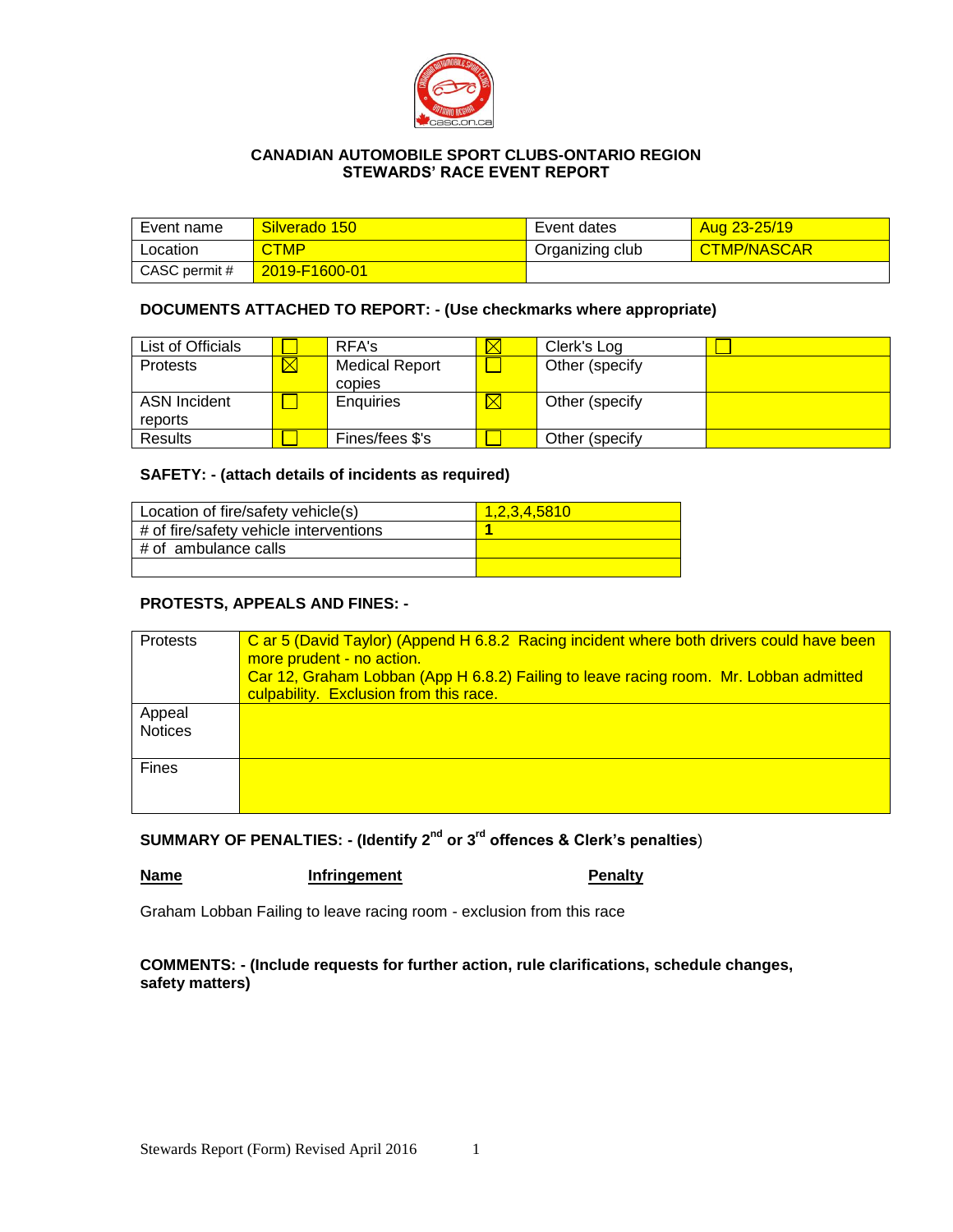## CANADIAN AUTOMOBILE SPORT CLUBS-ONTARIO REGION
## STEWARDS' RACE EVENT REPORT

| Event name | Silverado 150 | Event dates | Aug 23-25/19 |
|---|---|---|---|
| Location | CTMP | Organizing club | CTMP/NASCAR |
| CASC permit # | 2019-F1600-01 | | |

### DOCUMENTS ATTACHED TO REPORT: - (Use checkmarks where appropriate)

| List of Officials | ☐ | RFA's | ☒ | Clerk's Log | ☐ |
|---|---|---|---|---|---|
| Protests | ☒ | Medical Report copies | ☐ | Other (specify | |
| ASN Incident reports | ☐ | Enquiries | ☒ | Other (specify | |
| Results | ☐ | Fines/fees $'s | ☐ | Other (specify | |

### SAFETY: - (attach details of incidents as required)

| Location of fire/safety vehicle(s) | 1,2,3,4,5810 |
|---|---|
| # of fire/safety vehicle interventions | **1** |
| # of ambulance calls | |
| | |

### PROTESTS, APPEALS AND FINES: -

| Protests | C ar 5 (David Taylor) (Append H 6.8.2 Racing incident where both drivers could have been more prudent - no action.<br>Car 12, Graham Lobban (App H 6.8.2) Failing to leave racing room. Mr. Lobban admitted culpability. Exclusion from this race. |
|---|---|
| Appeal Notices | |
| Fines | |

### SUMMARY OF PENALTIES: - (Identify 2nd or 3rd offences & Clerk's penalties)

| **Name** | **Infringement** | **Penalty** |
|---|---|---|
| Graham Lobban | Failing to leave racing room | exclusion from this race |

### COMMENTS: - (Include requests for further action, rule clarifications, schedule changes, safety matters)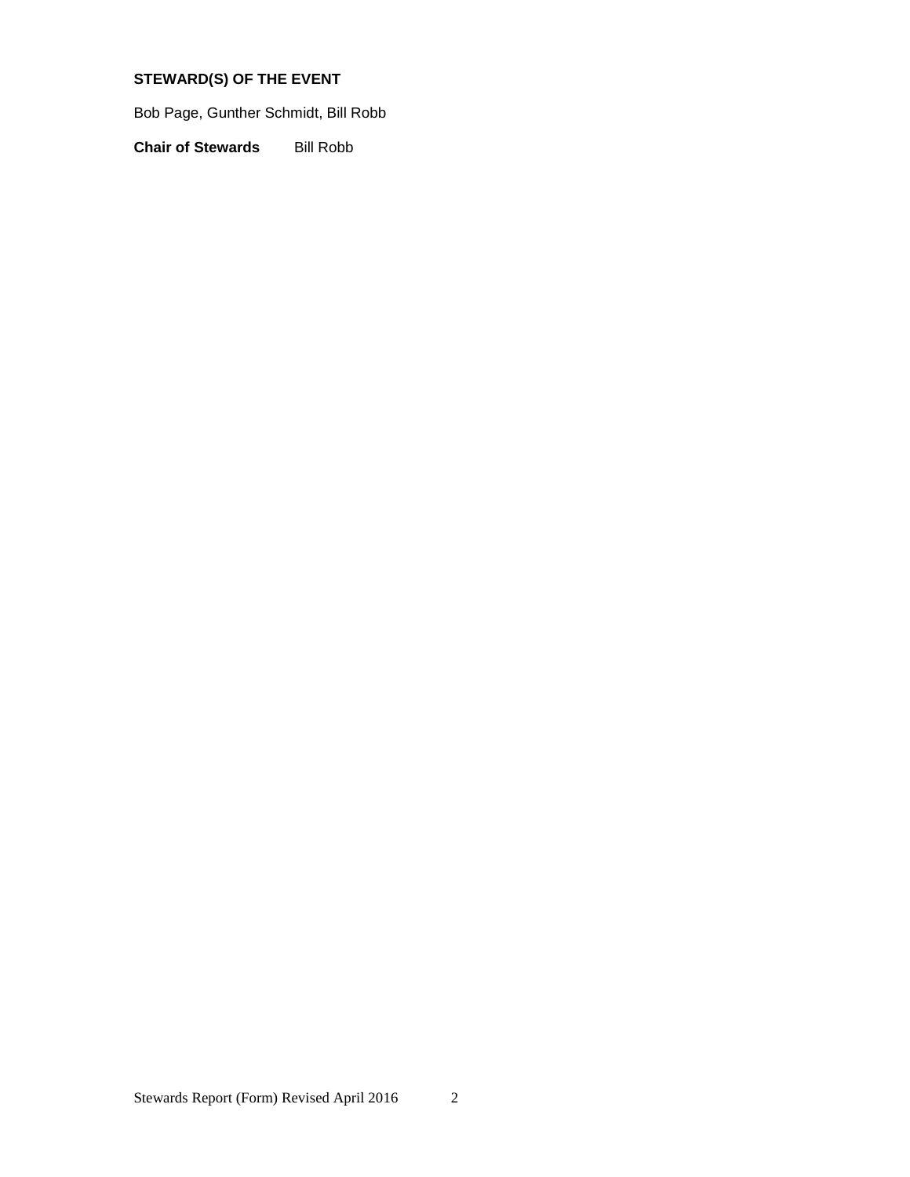**STEWARD(S) OF THE EVENT**

Bob Page, Gunther Schmidt, Bill Robb

**Chair of Stewards** Bill Robb